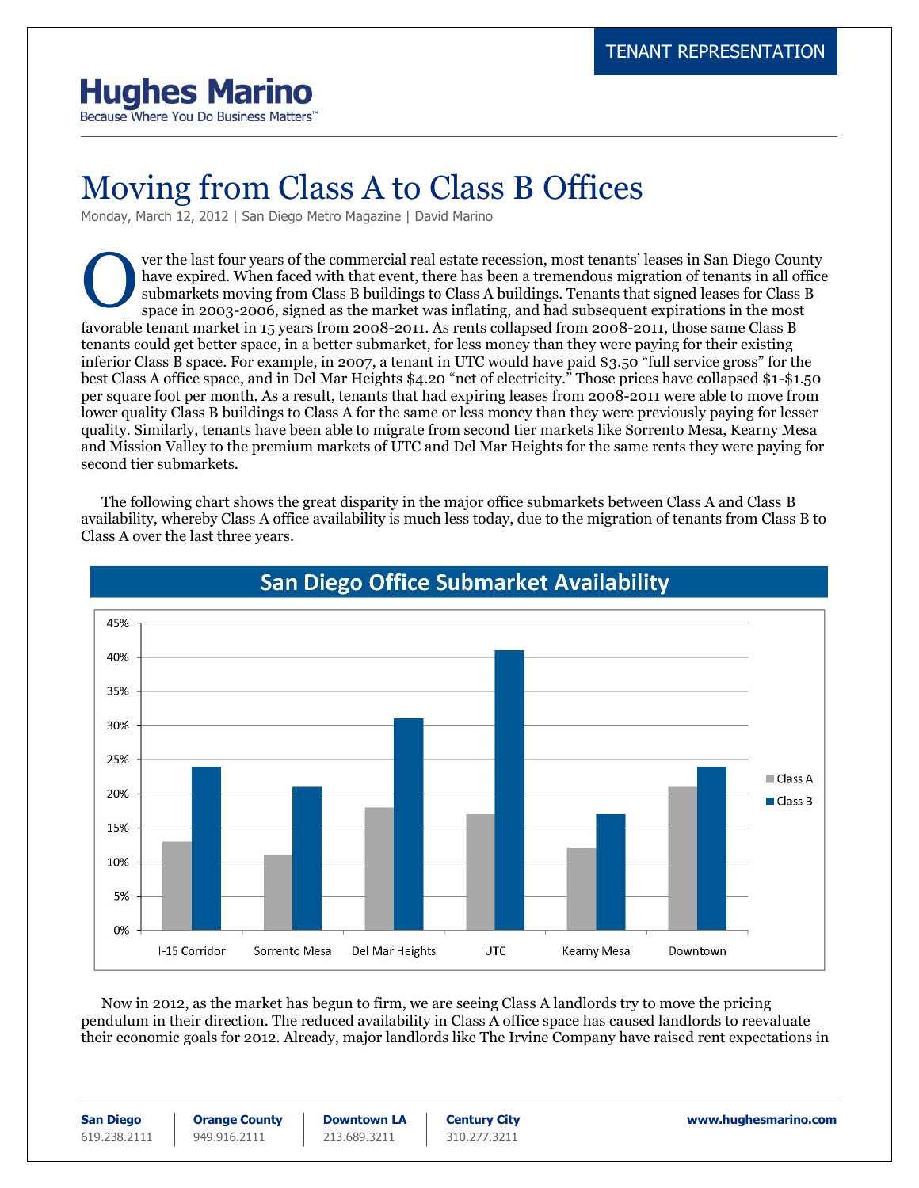TENANT REPRESENTATION

**Hughes Marino**
Because Where You Do Business Matters™

# Moving from Class A to Class B Offices

Monday, March 12, 2012 | San Diego Metro Magazine | David Marino

Over the last four years of the commercial real estate recession, most tenants' leases in San Diego County have expired. When faced with that event, there has been a tremendous migration of tenants in all office submarkets moving from Class B buildings to Class A buildings. Tenants that signed leases for Class B space in 2003-2006, signed as the market was inflating, and had subsequent expirations in the most favorable tenant market in 15 years from 2008-2011. As rents collapsed from 2008-2011, those same Class B tenants could get better space, in a better submarket, for less money than they were paying for their existing inferior Class B space. For example, in 2007, a tenant in UTC would have paid $3.50 "full service gross" for the best Class A office space, and in Del Mar Heights $4.20 "net of electricity." Those prices have collapsed $1-$1.50 per square foot per month. As a result, tenants that had expiring leases from 2008-2011 were able to move from lower quality Class B buildings to Class A for the same or less money than they were previously paying for lesser quality. Similarly, tenants have been able to migrate from second tier markets like Sorrento Mesa, Kearny Mesa and Mission Valley to the premium markets of UTC and Del Mar Heights for the same rents they were paying for second tier submarkets.

The following chart shows the great disparity in the major office submarkets between Class A and Class B availability, whereby Class A office availability is much less today, due to the migration of tenants from Class B to Class A over the last three years.

## San Diego Office Submarket Availability

| Submarket | Class A | Class B |
|---|---|---|
| I-15 Corridor | 13% | 24% |
| Sorrento Mesa | 11% | 21% |
| Del Mar Heights | 18% | 31% |
| UTC | 17% | 41% |
| Kearny Mesa | 12% | 17% |
| Downtown | 21% | 24% |

Now in 2012, as the market has begun to firm, we are seeing Class A landlords try to move the pricing pendulum in their direction. The reduced availability in Class A office space has caused landlords to reevaluate their economic goals for 2012. Already, major landlords like The Irvine Company have raised rent expectations in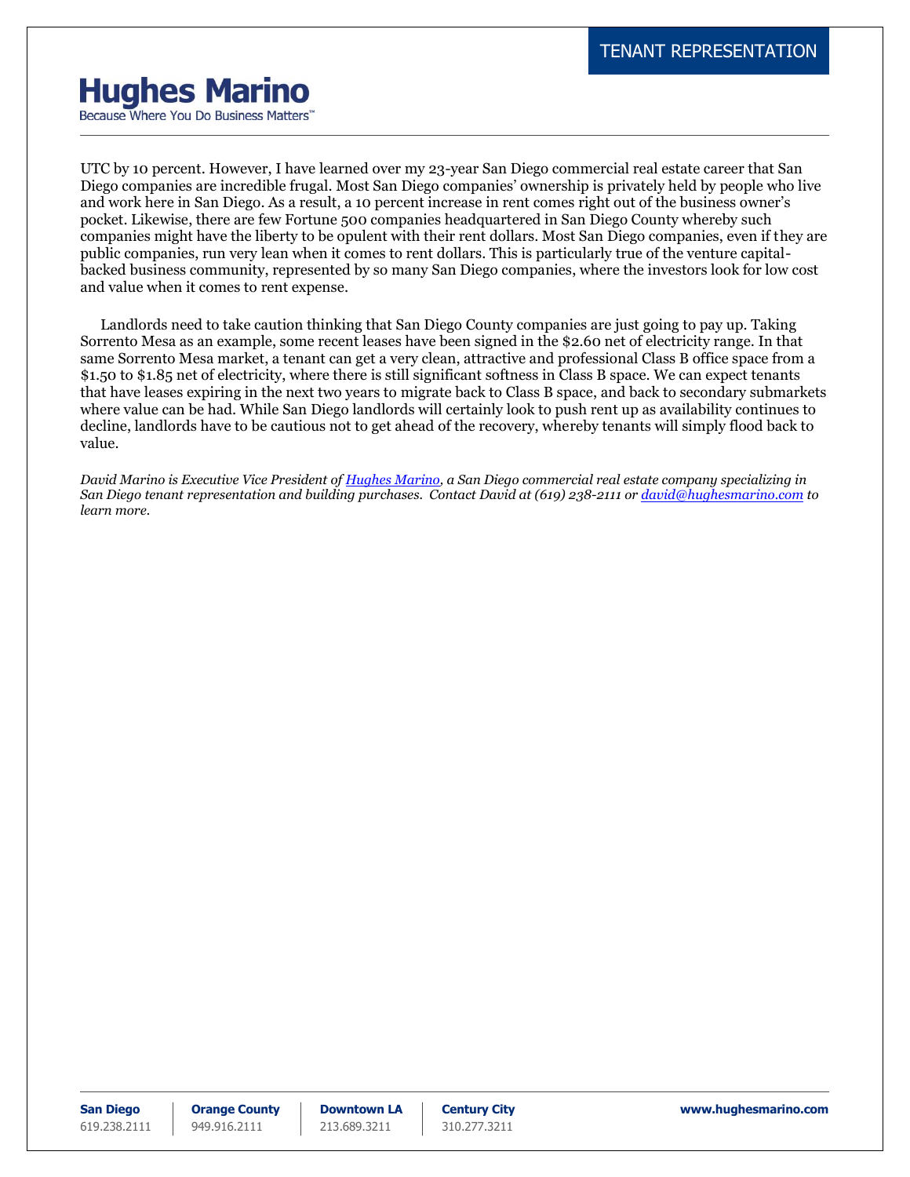UTC by 10 percent. However, I have learned over my 23-year San Diego commercial real estate career that San Diego companies are incredible frugal. Most San Diego companies' ownership is privately held by people who live and work here in San Diego. As a result, a 10 percent increase in rent comes right out of the business owner's pocket. Likewise, there are few Fortune 500 companies headquartered in San Diego County whereby such companies might have the liberty to be opulent with their rent dollars. Most San Diego companies, even if they are public companies, run very lean when it comes to rent dollars. This is particularly true of the venture capital-backed business community, represented by so many San Diego companies, where the investors look for low cost and value when it comes to rent expense.

Landlords need to take caution thinking that San Diego County companies are just going to pay up. Taking Sorrento Mesa as an example, some recent leases have been signed in the $2.60 net of electricity range. In that same Sorrento Mesa market, a tenant can get a very clean, attractive and professional Class B office space from a $1.50 to $1.85 net of electricity, where there is still significant softness in Class B space. We can expect tenants that have leases expiring in the next two years to migrate back to Class B space, and back to secondary submarkets where value can be had. While San Diego landlords will certainly look to push rent up as availability continues to decline, landlords have to be cautious not to get ahead of the recovery, whereby tenants will simply flood back to value.

*David Marino is Executive Vice President of Hughes Marino, a San Diego commercial real estate company specializing in San Diego tenant representation and building purchases. Contact David at (619) 238-2111 or david@hughesmarino.com to learn more.*